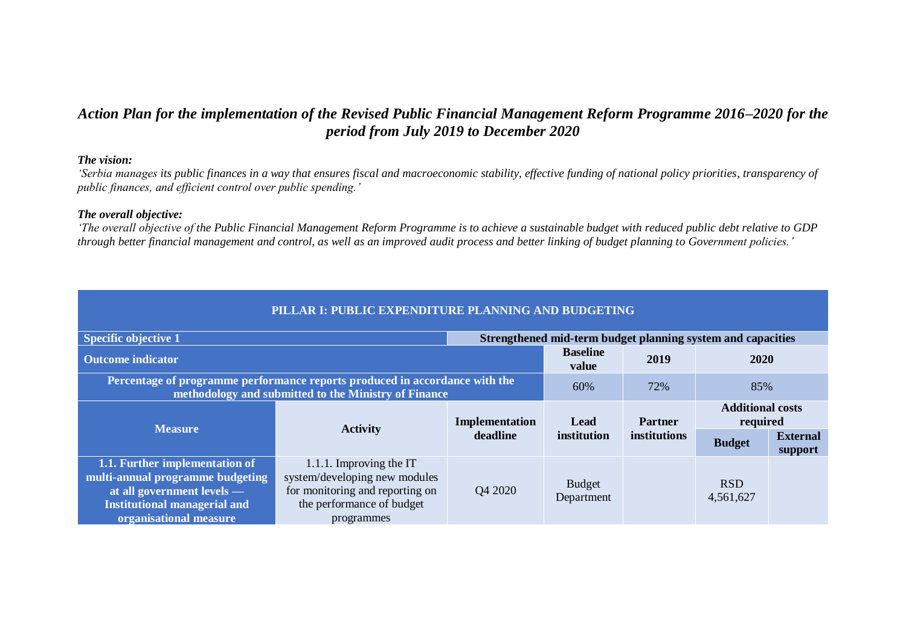# *Action Plan for the implementation of the Revised Public Financial Management Reform Programme 2016–2020 for the period from July 2019 to December 2020*

***The vision:***

*'Serbia manages its public finances in a way that ensures fiscal and macroeconomic stability, effective funding of national policy priorities, transparency of public finances, and efficient control over public spending.'*

***The overall objective:***

*'The overall objective of the Public Financial Management Reform Programme is to achieve a sustainable budget with reduced public debt relative to GDP through better financial management and control, as well as an improved audit process and better linking of budget planning to Government policies.'*

| **PILLAR I: PUBLIC EXPENDITURE PLANNING AND BUDGETING** | | | | | | | |
|---|---|---|---|---|---|---|---|
| **Specific objective 1** | | **Strengthened mid-term budget planning system and capacities** | | | | | |
| **Outcome indicator** | | | **Baseline value** | **2019** | **2020** | | |
| **Percentage of programme performance reports produced in accordance with the methodology and submitted to the Ministry of Finance** | | | 60% | 72% | 85% | | |
| **Measure** | **Activity** | **Implementation deadline** | **Lead institution** | **Partner institutions** | **Additional costs required** | | |
| | | | | | **Budget** | **External support** | |
| **1.1. Further implementation of multi-annual programme budgeting at all government levels — Institutional managerial and organisational measure** | 1.1.1. Improving the IT system/developing new modules for monitoring and reporting on the performance of budget programmes | Q4 2020 | Budget Department | | RSD 4,561,627 | | |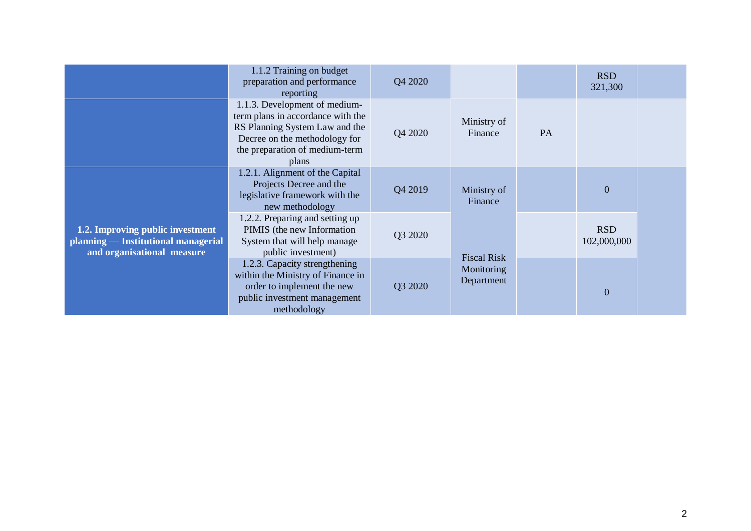| | | | | | | |
|---|---|---|---|---|---|---|
| | 1.1.2 Training on budget preparation and performance reporting | Q4 2020 | | | RSD 321,300 | |
| | 1.1.3. Development of medium-term plans in accordance with the RS Planning System Law and the Decree on the methodology for the preparation of medium-term plans | Q4 2020 | Ministry of Finance | PA | | |
| **1.2. Improving public investment planning — Institutional managerial and organisational measure** | 1.2.1. Alignment of the Capital Projects Decree and the legislative framework with the new methodology | Q4 2019 | Ministry of Finance | | 0 | |
| | 1.2.2. Preparing and setting up PIMIS (the new Information System that will help manage public investment) | Q3 2020 | Fiscal Risk Monitoring Department | | RSD 102,000,000 | |
| | 1.2.3. Capacity strengthening within the Ministry of Finance in order to implement the new public investment management methodology | Q3 2020 | | | 0 | |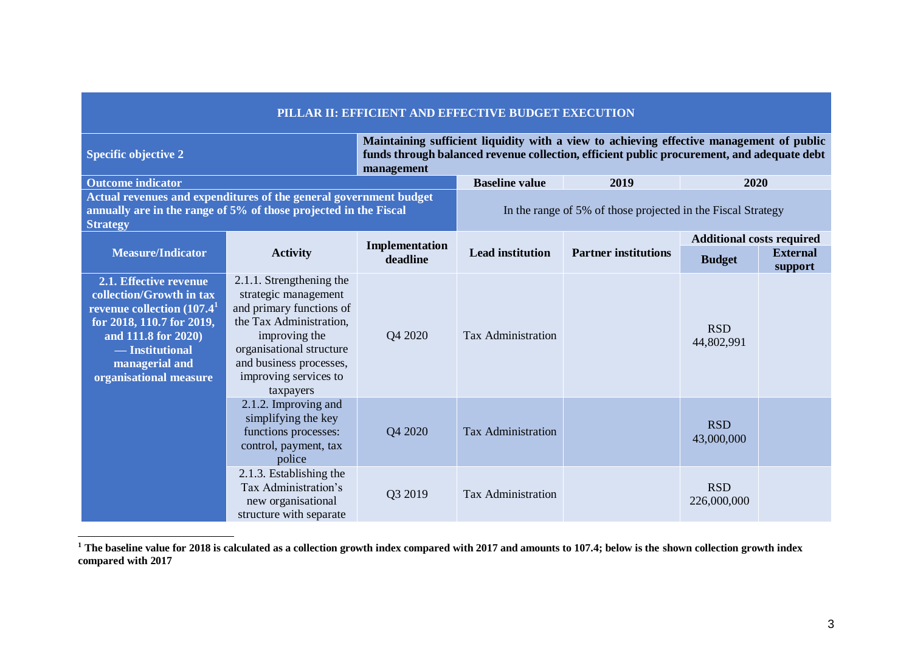| PILLAR II: EFFICIENT AND EFFECTIVE BUDGET EXECUTION | | | | | | |
|---|---|---|---|---|---|---|
| **Specific objective 2** | | **Maintaining sufficient liquidity with a view to achieving effective management of public funds through balanced revenue collection, efficient public procurement, and adequate debt management** | | | | |
| **Outcome indicator** | | | **Baseline value** | **2019** | **2020** | |
| **Actual revenues and expenditures of the general government budget annually are in the range of 5% of those projected in the Fiscal Strategy** | | | In the range of 5% of those projected in the Fiscal Strategy | | | |
| **Measure/Indicator** | **Activity** | **Implementation deadline** | **Lead institution** | **Partner institutions** | **Additional costs required** | |
| | | | | | **Budget** | **External support** |
| **2.1. Effective revenue collection/Growth in tax revenue collection (107.4[1] for 2018, 110.7 for 2019, and 111.8 for 2020) — Institutional managerial and organisational measure** | 2.1.1. Strengthening the strategic management and primary functions of the Tax Administration, improving the organisational structure and business processes, improving services to taxpayers | Q4 2020 | Tax Administration | | RSD 44,802,991 | |
| | 2.1.2. Improving and simplifying the key functions processes: control, payment, tax police | Q4 2020 | Tax Administration | | RSD 43,000,000 | |
| | 2.1.3. Establishing the Tax Administration's new organisational structure with separate | Q3 2019 | Tax Administration | | RSD 226,000,000 | |

[1] **The baseline value for 2018 is calculated as a collection growth index compared with 2017 and amounts to 107.4; below is the shown collection growth index compared with 2017**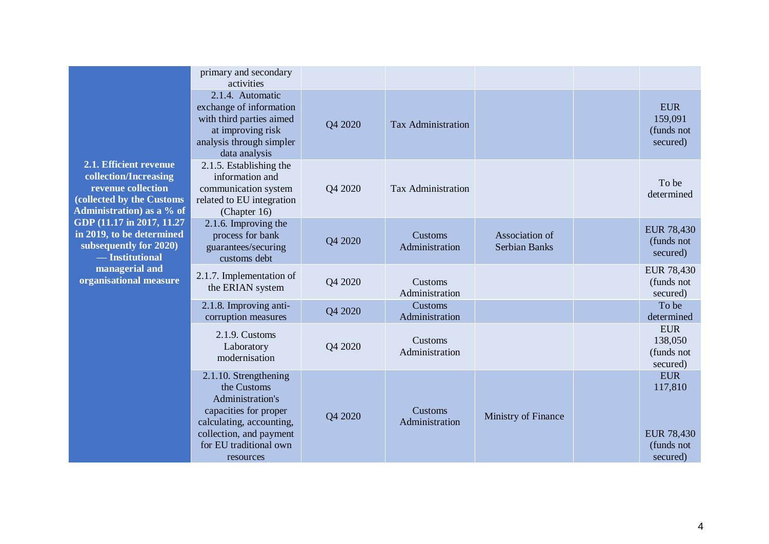| | | | | | | |
|---|---|---|---|---|---|---|
| **2.1. Efficient revenue collection/Increasing revenue collection (collected by the Customs Administration) as a % of GDP (11.17 in 2017, 11.27 in 2019, to be determined subsequently for 2020) — Institutional managerial and organisational measure** | primary and secondary activities | | | | | |
| | 2.1.4. Automatic exchange of information with third parties aimed at improving risk analysis through simpler data analysis | Q4 2020 | Tax Administration | | | EUR 159,091 (funds not secured) |
| | 2.1.5. Establishing the information and communication system related to EU integration (Chapter 16) | Q4 2020 | Tax Administration | | | To be determined |
| | 2.1.6. Improving the process for bank guarantees/securing customs debt | Q4 2020 | Customs Administration | Association of Serbian Banks | | EUR 78,430 (funds not secured) |
| | 2.1.7. Implementation of the ERIAN system | Q4 2020 | Customs Administration | | | EUR 78,430 (funds not secured) |
| | 2.1.8. Improving anti-corruption measures | Q4 2020 | Customs Administration | | | To be determined |
| | 2.1.9. Customs Laboratory modernisation | Q4 2020 | Customs Administration | | | EUR 138,050 (funds not secured) |
| | 2.1.10. Strengthening the Customs Administration's capacities for proper calculating, accounting, collection, and payment for EU traditional own resources | Q4 2020 | Customs Administration | Ministry of Finance | | EUR 117,810<br><br>EUR 78,430 (funds not secured) |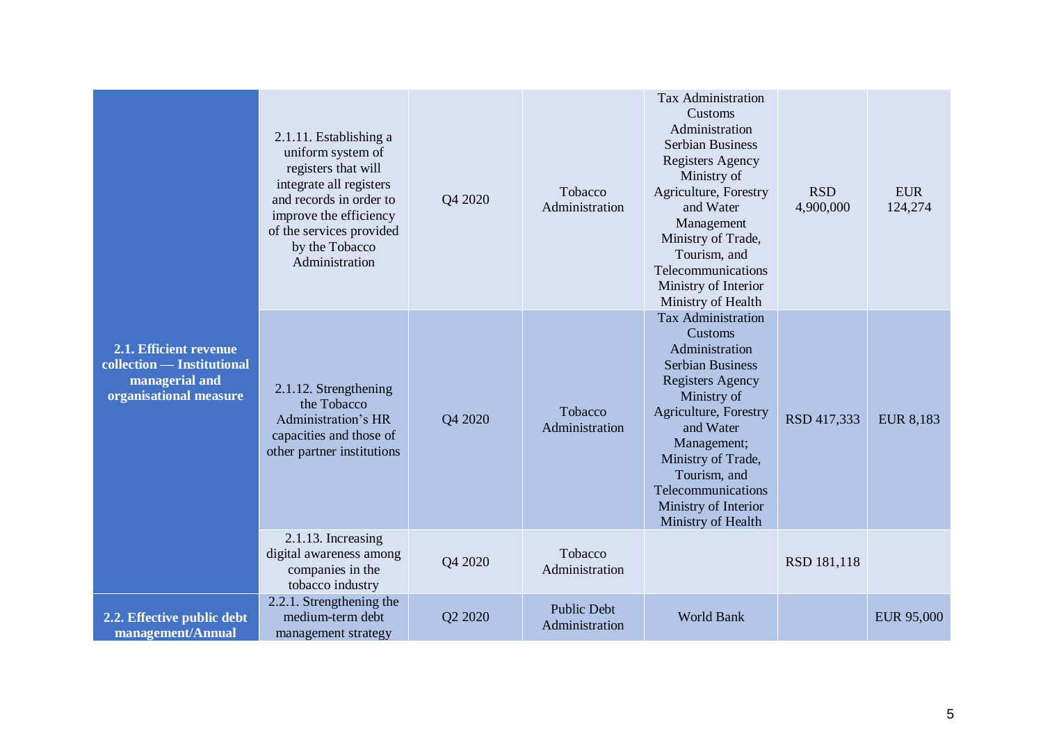| | | | | | | |
|---|---|---|---|---|---|---|
| **2.1. Efficient revenue collection — Institutional managerial and organisational measure** | 2.1.11. Establishing a uniform system of registers that will integrate all registers and records in order to improve the efficiency of the services provided by the Tobacco Administration | Q4 2020 | Tobacco Administration | Tax Administration Customs Administration Serbian Business Registers Agency Ministry of Agriculture, Forestry and Water Management Ministry of Trade, Tourism, and Telecommunications Ministry of Interior Ministry of Health | RSD 4,900,000 | EUR 124,274 |
| | 2.1.12. Strengthening the Tobacco Administration's HR capacities and those of other partner institutions | Q4 2020 | Tobacco Administration | Tax Administration Customs Administration Serbian Business Registers Agency Ministry of Agriculture, Forestry and Water Management; Ministry of Trade, Tourism, and Telecommunications Ministry of Interior Ministry of Health | RSD 417,333 | EUR 8,183 |
| | 2.1.13. Increasing digital awareness among companies in the tobacco industry | Q4 2020 | Tobacco Administration | | RSD 181,118 | |
| **2.2. Effective public debt management/Annual** | 2.2.1. Strengthening the medium-term debt management strategy | Q2 2020 | Public Debt Administration | World Bank | | EUR 95,000 |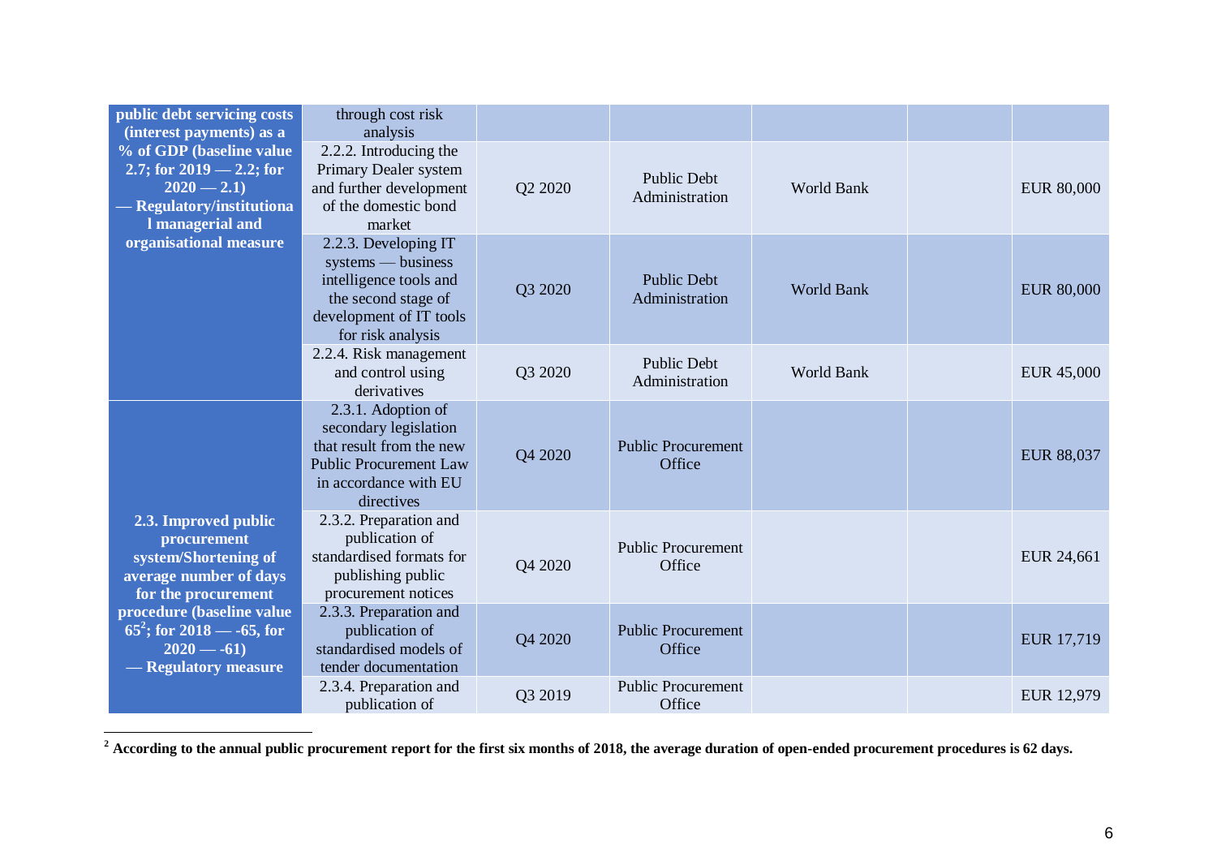| | | | | | | |
|---|---|---|---|---|---|---|
| **public debt servicing costs (interest payments) as a % of GDP (baseline value 2.7; for 2019 — 2.2; for 2020 — 2.1) — Regulatory/institutional managerial and organisational measure** | through cost risk analysis | | | | | |
| | 2.2.2. Introducing the Primary Dealer system and further development of the domestic bond market | Q2 2020 | Public Debt Administration | World Bank | | EUR 80,000 |
| | 2.2.3. Developing IT systems — business intelligence tools and the second stage of development of IT tools for risk analysis | Q3 2020 | Public Debt Administration | World Bank | | EUR 80,000 |
| | 2.2.4. Risk management and control using derivatives | Q3 2020 | Public Debt Administration | World Bank | | EUR 45,000 |
| **2.3. Improved public procurement system/Shortening of average number of days for the procurement procedure (baseline value 65[2]; for 2018 — -65, for 2020 — -61) — Regulatory measure** | 2.3.1. Adoption of secondary legislation that result from the new Public Procurement Law in accordance with EU directives | Q4 2020 | Public Procurement Office | | | EUR 88,037 |
| | 2.3.2. Preparation and publication of standardised formats for publishing public procurement notices | Q4 2020 | Public Procurement Office | | | EUR 24,661 |
| | 2.3.3. Preparation and publication of standardised models of tender documentation | Q4 2020 | Public Procurement Office | | | EUR 17,719 |
| | 2.3.4. Preparation and publication of | Q3 2019 | Public Procurement Office | | | EUR 12,979 |

[2] **According to the annual public procurement report for the first six months of 2018, the average duration of open-ended procurement procedures is 62 days.**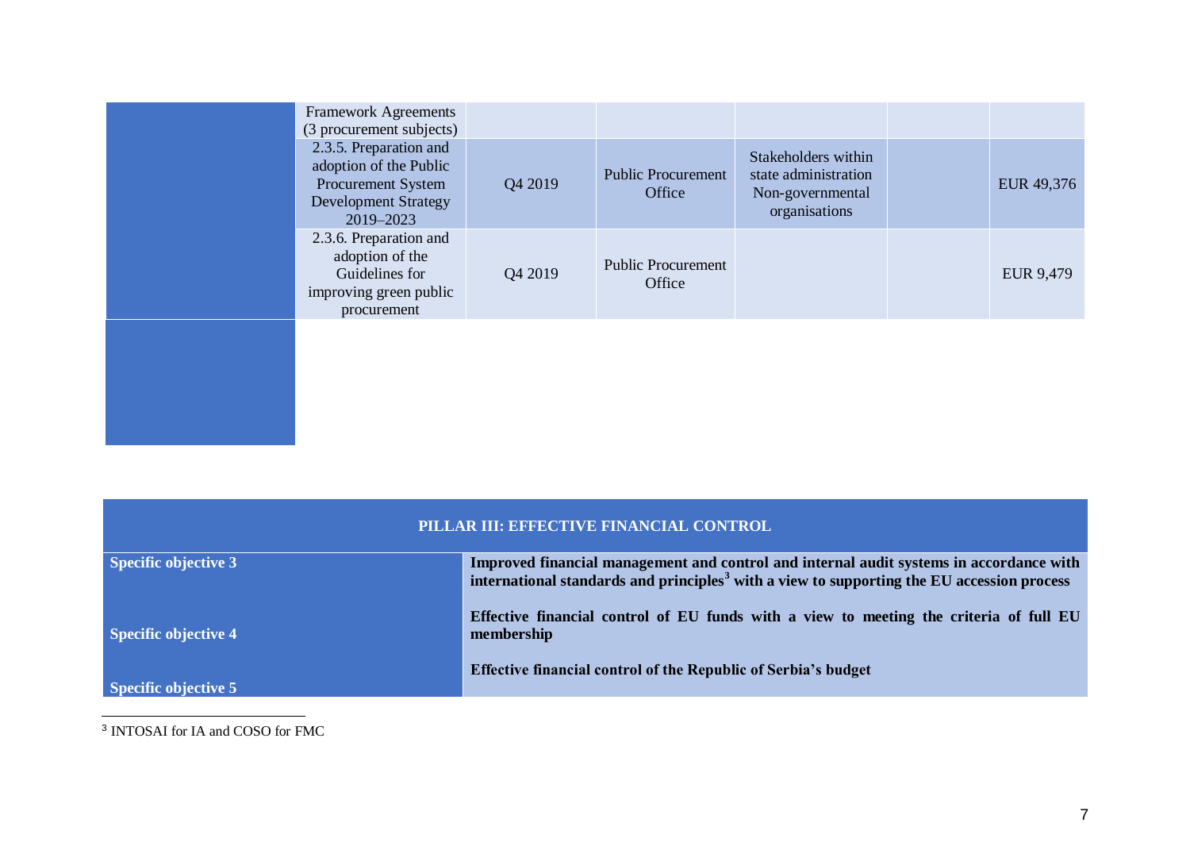| | | | | | | |
|---|---|---|---|---|---|---|
| | Framework Agreements (3 procurement subjects) | | | | | |
| | 2.3.5. Preparation and adoption of the Public Procurement System Development Strategy 2019–2023 | Q4 2019 | Public Procurement Office | Stakeholders within state administration Non-governmental organisations | | EUR 49,376 |
| | 2.3.6. Preparation and adoption of the Guidelines for improving green public procurement | Q4 2019 | Public Procurement Office | | | EUR 9,479 |

| PILLAR III: EFFECTIVE FINANCIAL CONTROL | |
|---|---|
| **Specific objective 3** | **Improved financial management and control and internal audit systems in accordance with international standards and principles[3] with a view to supporting the EU accession process** |
| **Specific objective 4** | **Effective financial control of EU funds with a view to meeting the criteria of full EU membership** |
| **Specific objective 5** | **Effective financial control of the Republic of Serbia's budget** |

[3] INTOSAI for IA and COSO for FMC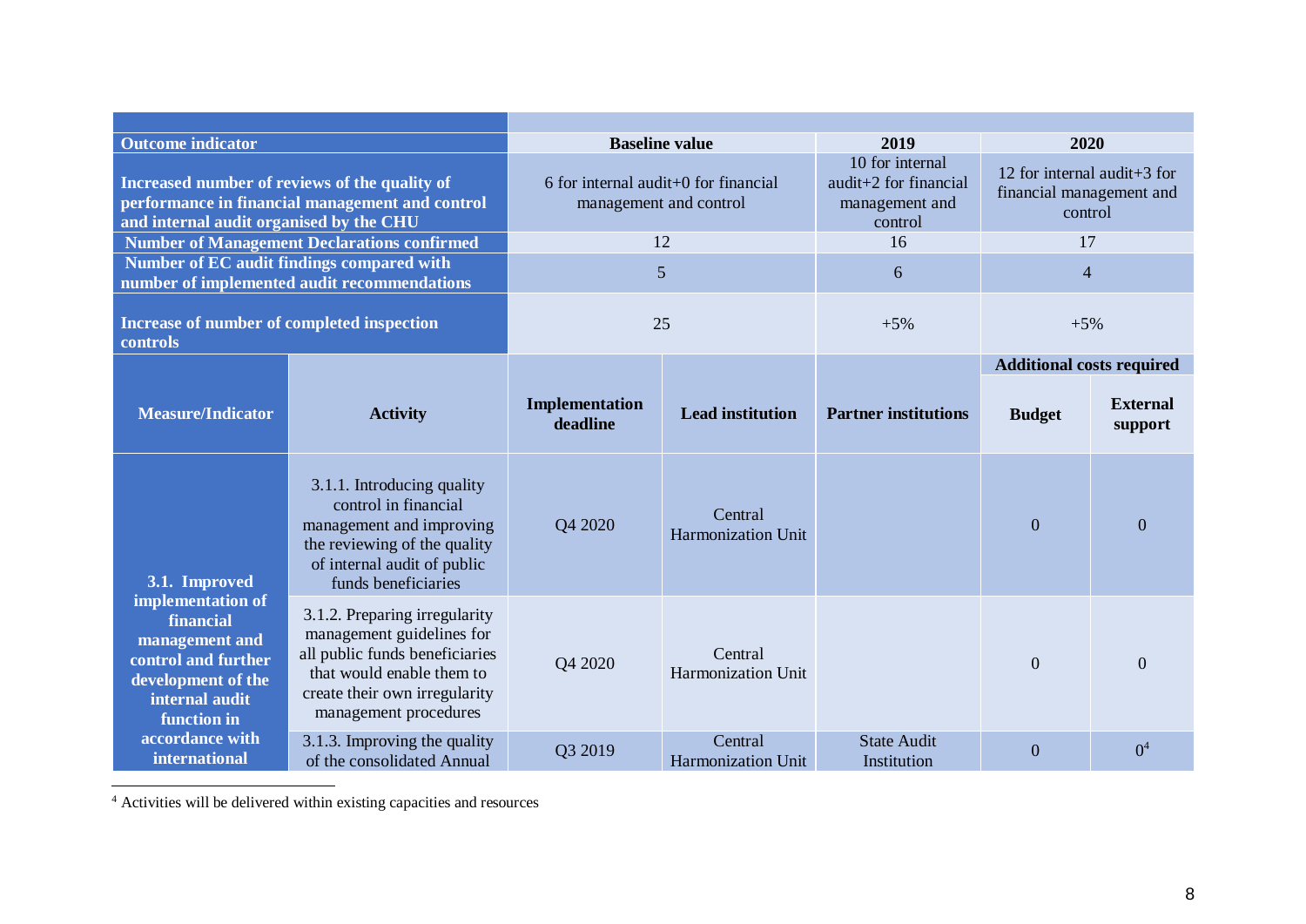| Outcome indicator | | Baseline value | | 2019 | 2020 | |
|---|---|---|---|---|---|---|
| **Increased number of reviews of the quality of performance in financial management and control and internal audit organised by the CHU** | | 6 for internal audit+0 for financial management and control | | 10 for internal audit+2 for financial management and control | 12 for internal audit+3 for financial management and control | |
| **Number of Management Declarations confirmed** | | 12 | | 16 | 17 | |
| **Number of EC audit findings compared with number of implemented audit recommendations** | | 5 | | 6 | 4 | |
| **Increase of number of completed inspection controls** | | 25 | | +5% | +5% | |
| | | | | | **Additional costs required** | |
| **Measure/Indicator** | **Activity** | **Implementation deadline** | **Lead institution** | **Partner institutions** | **Budget** | **External support** |
| **3.1. Improved implementation of financial management and control and further development of the internal audit function in accordance with international** | 3.1.1. Introducing quality control in financial management and improving the reviewing of the quality of internal audit of public funds beneficiaries | Q4 2020 | Central Harmonization Unit | | 0 | 0 |
| | 3.1.2. Preparing irregularity management guidelines for all public funds beneficiaries that would enable them to create their own irregularity management procedures | Q4 2020 | Central Harmonization Unit | | 0 | 0 |
| | 3.1.3. Improving the quality of the consolidated Annual | Q3 2019 | Central Harmonization Unit | State Audit Institution | 0 | 0[4] |

[4] Activities will be delivered within existing capacities and resources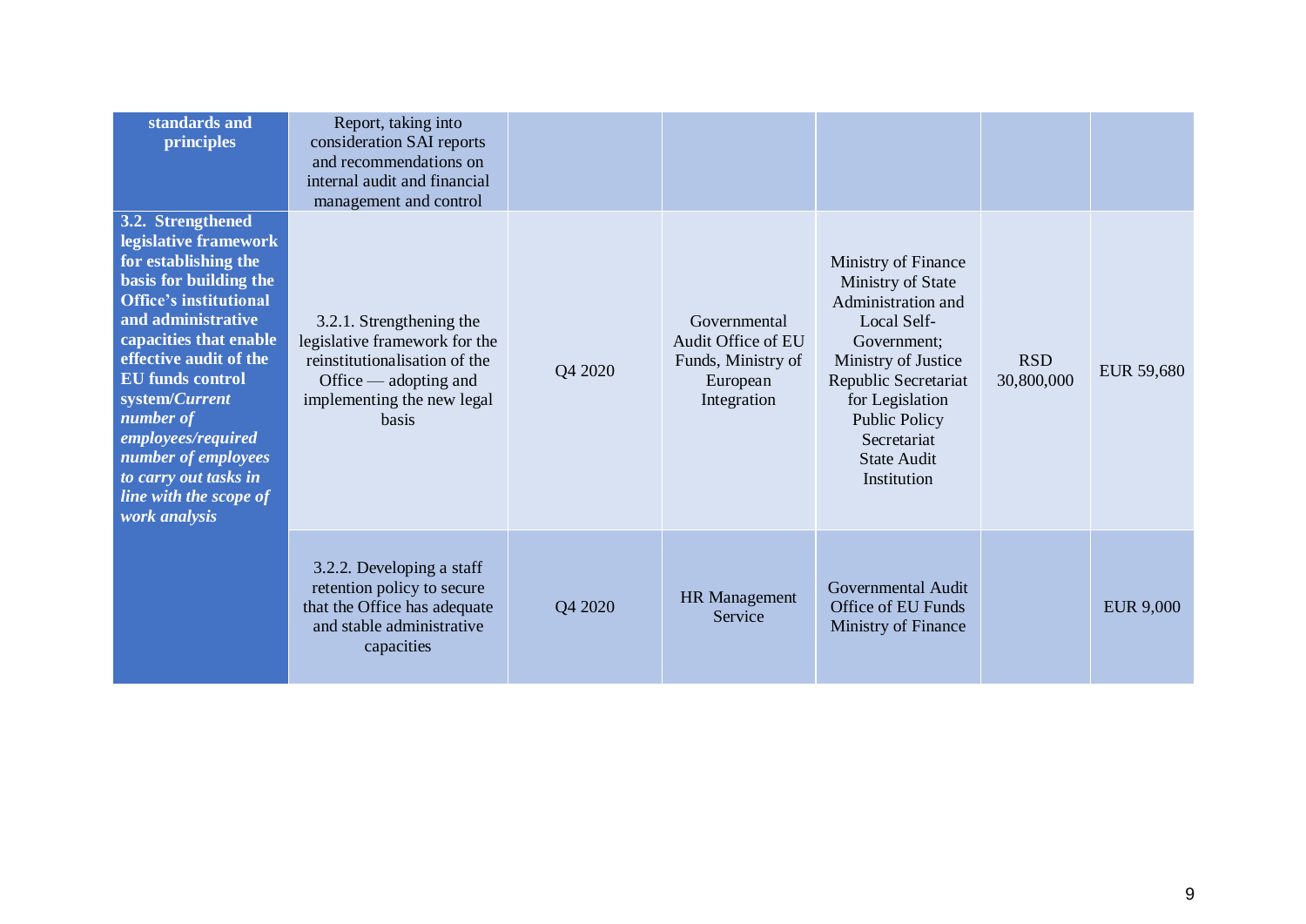| | | | | | | |
|---|---|---|---|---|---|---|
| **standards and principles** | Report, taking into consideration SAI reports and recommendations on internal audit and financial management and control | | | | | |
| **3.2. Strengthened legislative framework for establishing the basis for building the Office's institutional and administrative capacities that enable effective audit of the EU funds control system/*Current number of employees/required number of employees to carry out tasks in line with the scope of work analysis*** | 3.2.1. Strengthening the legislative framework for the reinstitutionalisation of the Office — adopting and implementing the new legal basis | Q4 2020 | Governmental Audit Office of EU Funds, Ministry of European Integration | Ministry of Finance<br>Ministry of State Administration and Local Self-Government;<br>Ministry of Justice<br>Republic Secretariat for Legislation<br>Public Policy Secretariat<br>State Audit Institution | RSD 30,800,000 | EUR 59,680 |
| | 3.2.2. Developing a staff retention policy to secure that the Office has adequate and stable administrative capacities | Q4 2020 | HR Management Service | Governmental Audit Office of EU Funds<br>Ministry of Finance | | EUR 9,000 |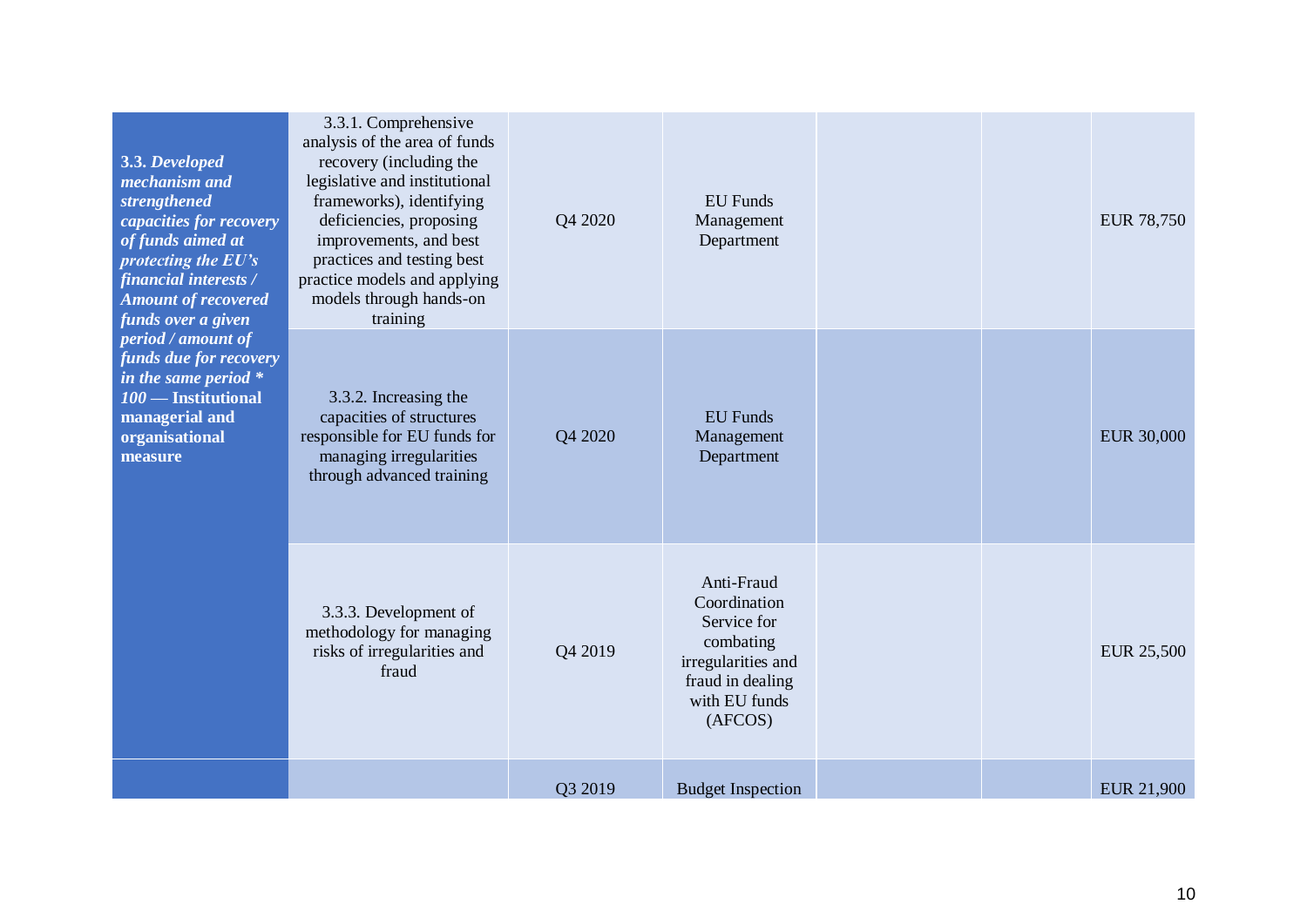| | | | | | | |
|---|---|---|---|---|---|---|
| ***3.3. Developed mechanism and strengthened capacities for recovery of funds aimed at protecting the EU's financial interests / Amount of recovered funds over a given period / amount of funds due for recovery in the same period * 100* — Institutional managerial and organisational measure** | 3.3.1. Comprehensive analysis of the area of funds recovery (including the legislative and institutional frameworks), identifying deficiencies, proposing improvements, and best practices and testing best practice models and applying models through hands-on training | Q4 2020 | EU Funds Management Department | | | EUR 78,750 |
| | 3.3.2. Increasing the capacities of structures responsible for EU funds for managing irregularities through advanced training | Q4 2020 | EU Funds Management Department | | | EUR 30,000 |
| | 3.3.3. Development of methodology for managing risks of irregularities and fraud | Q4 2019 | Anti-Fraud Coordination Service for combating irregularities and fraud in dealing with EU funds (AFCOS) | | | EUR 25,500 |
| | | Q3 2019 | Budget Inspection | | | EUR 21,900 |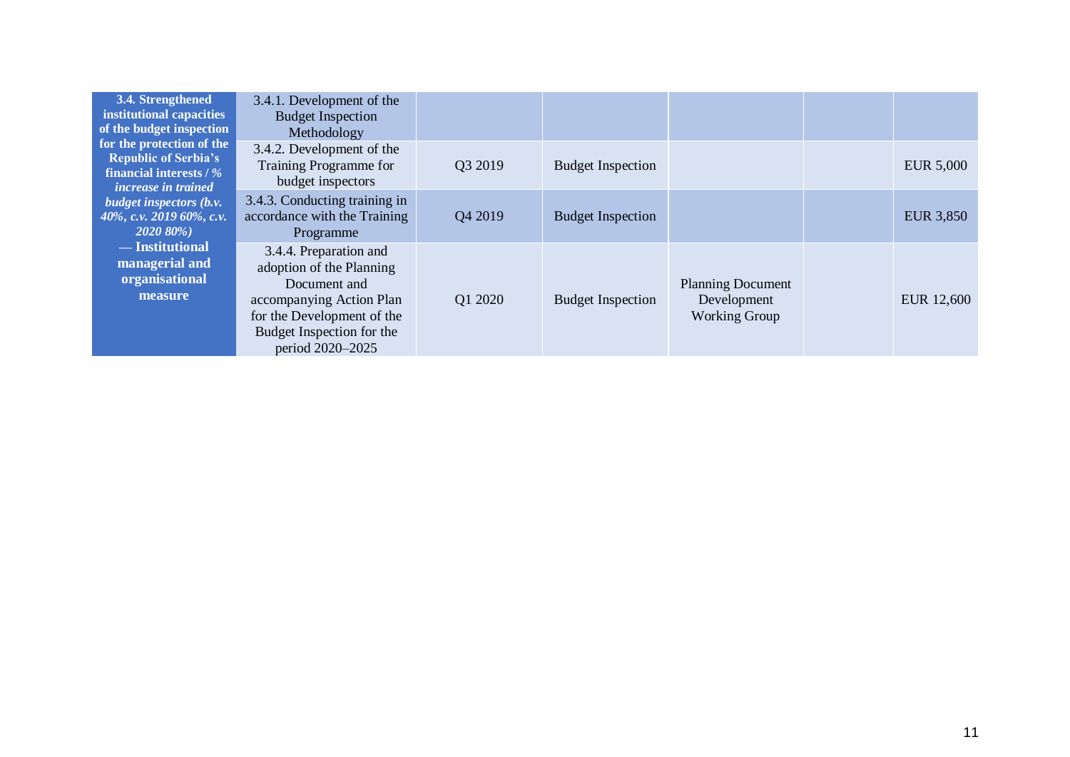| | | | | | | |
|---|---|---|---|---|---|---|
| **3.4. Strengthened institutional capacities of the budget inspection for the protection of the Republic of Serbia's financial interests / *% increase in trained budget inspectors (b.v. 40%, c.v. 2019 60%, c.v. 2020 80%)* — Institutional managerial and organisational measure** | 3.4.1. Development of the Budget Inspection Methodology | | | | | |
| | 3.4.2. Development of the Training Programme for budget inspectors | Q3 2019 | Budget Inspection | | | EUR 5,000 |
| | 3.4.3. Conducting training in accordance with the Training Programme | Q4 2019 | Budget Inspection | | | EUR 3,850 |
| | 3.4.4. Preparation and adoption of the Planning Document and accompanying Action Plan for the Development of the Budget Inspection for the period 2020–2025 | Q1 2020 | Budget Inspection | Planning Document Development Working Group | | EUR 12,600 |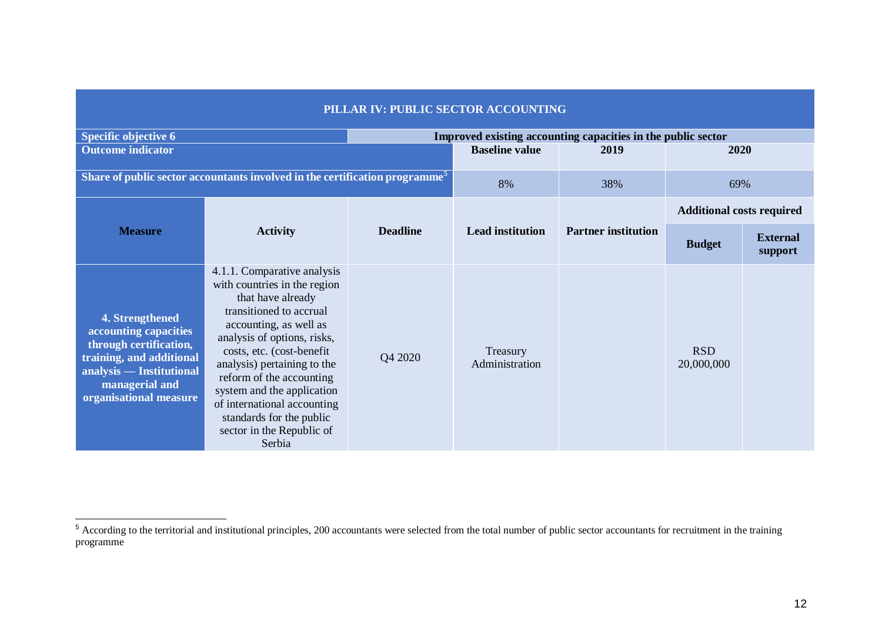| PILLAR IV: PUBLIC SECTOR ACCOUNTING | | | | | | |
|---|---|---|---|---|---|---|
| **Specific objective 6** | | **Improved existing accounting capacities in the public sector** | | | | |
| **Outcome indicator** | | | **Baseline value** | **2019** | **2020** | |
| **Share of public sector accountants involved in the certification programme**[5] | | | 8% | 38% | 69% | |
| **Measure** | **Activity** | **Deadline** | **Lead institution** | **Partner institution** | **Additional costs required** | |
| | | | | | **Budget** | **External support** |
| **4. Strengthened accounting capacities through certification, training, and additional analysis — Institutional managerial and organisational measure** | 4.1.1. Comparative analysis with countries in the region that have already transitioned to accrual accounting, as well as analysis of options, risks, costs, etc. (cost-benefit analysis) pertaining to the reform of the accounting system and the application of international accounting standards for the public sector in the Republic of Serbia | Q4 2020 | Treasury Administration | | RSD 20,000,000 | |

[5] According to the territorial and institutional principles, 200 accountants were selected from the total number of public sector accountants for recruitment in the training programme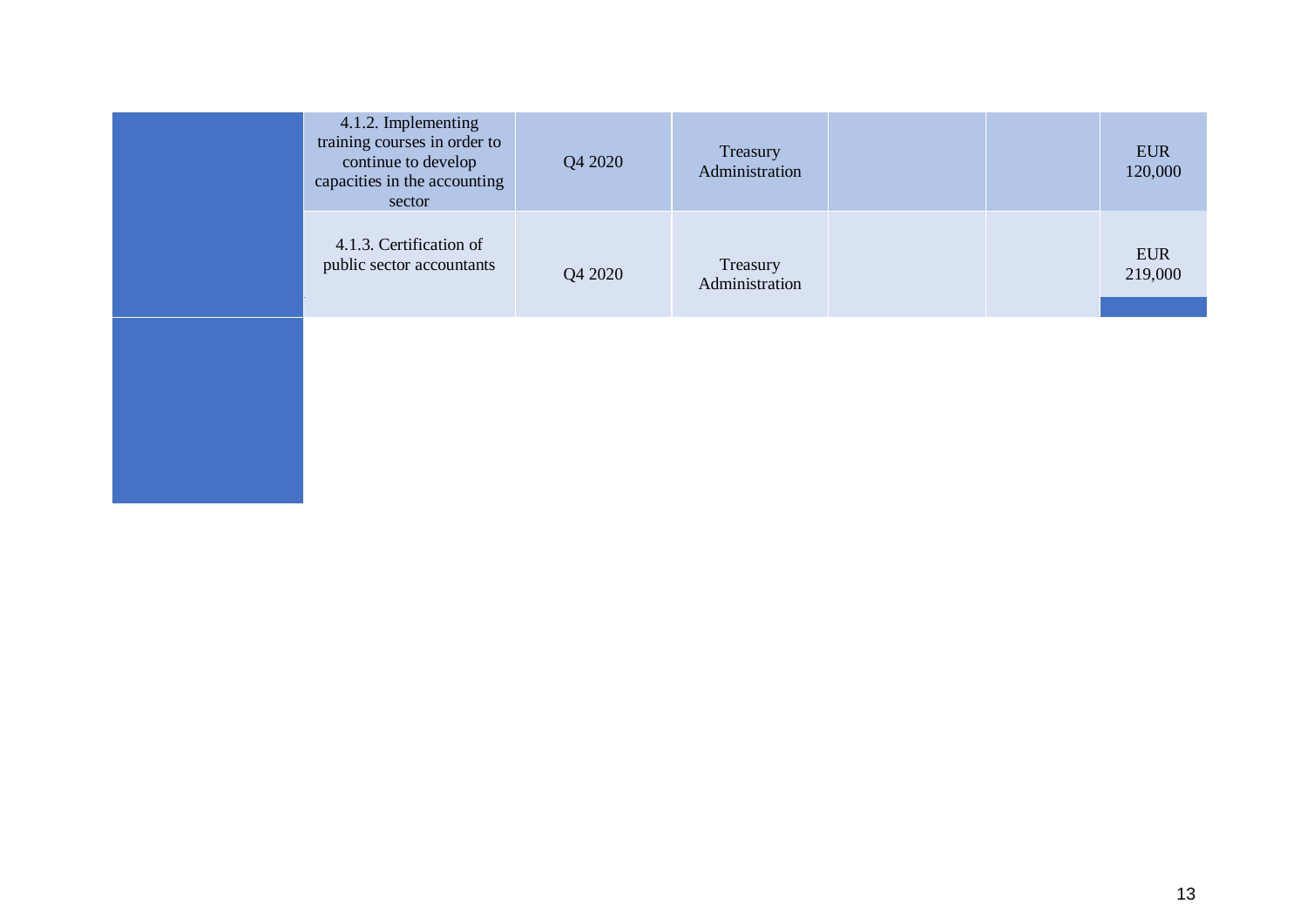| | | | | | | |
|---|---|---|---|---|---|---|
| | 4.1.2. Implementing training courses in order to continue to develop capacities in the accounting sector | Q4 2020 | Treasury Administration | | | EUR 120,000 |
| | 4.1.3. Certification of public sector accountants | Q4 2020 | Treasury Administration | | | EUR 219,000 |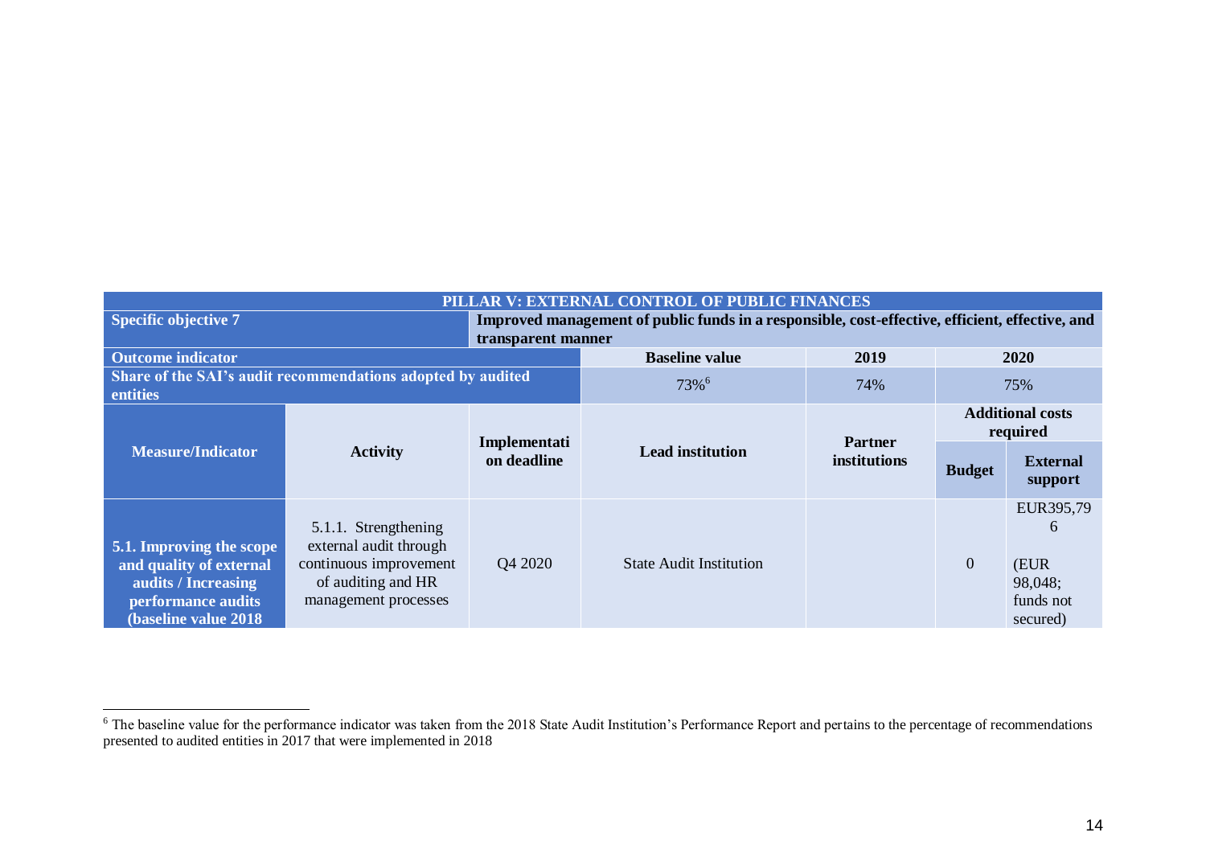| PILLAR V: EXTERNAL CONTROL OF PUBLIC FINANCES | | | | | | |
|---|---|---|---|---|---|---|
| **Specific objective 7** | | **Improved management of public funds in a responsible, cost-effective, efficient, effective, and transparent manner** | | | | |
| **Outcome indicator** | | | **Baseline value** | **2019** | **2020** | |
| **Share of the SAI's audit recommendations adopted by audited entities** | | | 73%[6] | 74% | 75% | |
| **Measure/Indicator** | **Activity** | **Implementation deadline** | **Lead institution** | **Partner institutions** | **Additional costs required** | |
| | | | | | **Budget** | **External support** |
| **5.1. Improving the scope and quality of external audits / Increasing performance audits (baseline value 2018** | 5.1.1. Strengthening external audit through continuous improvement of auditing and HR management processes | Q4 2020 | State Audit Institution | | 0 | EUR395,796 (EUR 98,048; funds not secured) |

[6] The baseline value for the performance indicator was taken from the 2018 State Audit Institution's Performance Report and pertains to the percentage of recommendations presented to audited entities in 2017 that were implemented in 2018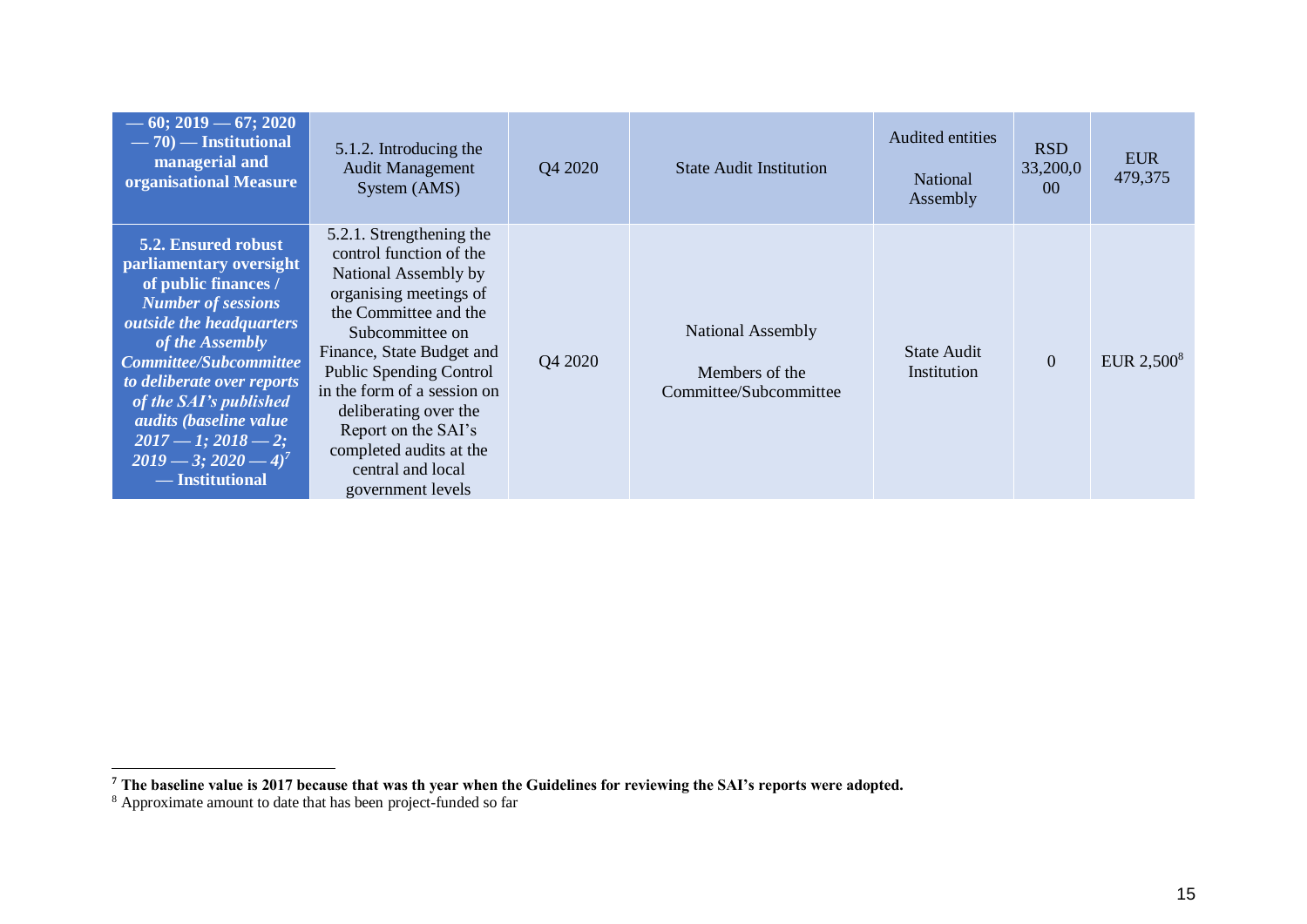| | | | | | | |
|---|---|---|---|---|---|---|
| **— 60; 2019 — 67; 2020 — 70) — Institutional managerial and organisational Measure** | 5.1.2. Introducing the Audit Management System (AMS) | Q4 2020 | State Audit Institution | Audited entities<br><br>National Assembly | RSD 33,200,000 | EUR 479,375 |
| **5.2. Ensured robust parliamentary oversight of public finances /** ***Number of sessions outside the headquarters of the Assembly Committee/Subcommittee to deliberate over reports of the SAI's published audits (baseline value 2017 — 1; 2018 — 2; 2019 — 3; 2020 — 4)***[7] **— Institutional** | 5.2.1. Strengthening the control function of the National Assembly by organising meetings of the Committee and the Subcommittee on Finance, State Budget and Public Spending Control in the form of a session on deliberating over the Report on the SAI's completed audits at the central and local government levels | Q4 2020 | National Assembly<br><br>Members of the Committee/Subcommittee | State Audit Institution | 0 | EUR 2,500[8] |

---

[7] **The baseline value is 2017 because that was th year when the Guidelines for reviewing the SAI's reports were adopted.**

[8] Approximate amount to date that has been project-funded so far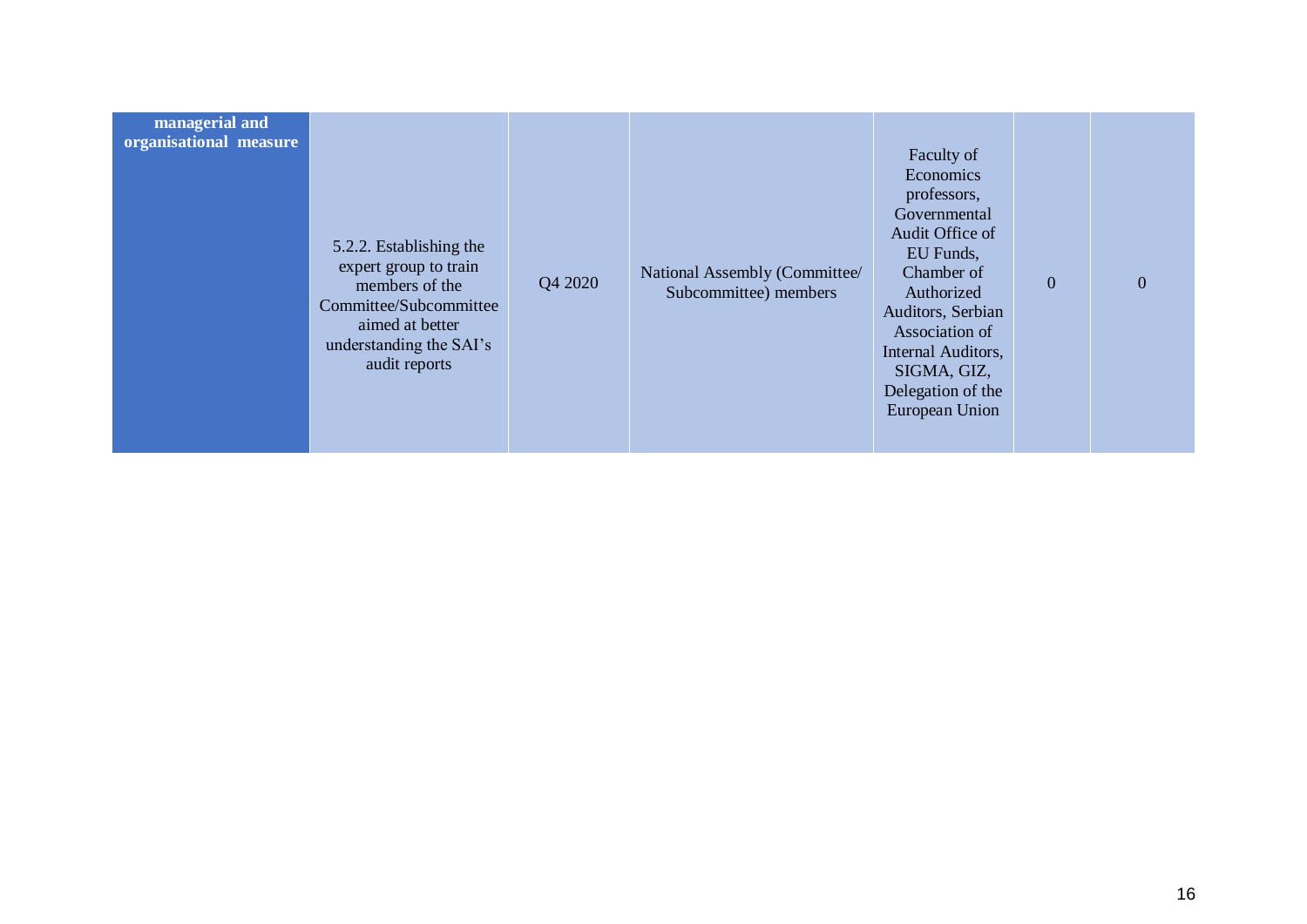| | | | | | | |
|---|---|---|---|---|---|---|
| **managerial and organisational measure** | 5.2.2. Establishing the expert group to train members of the Committee/Subcommittee aimed at better understanding the SAI's audit reports | Q4 2020 | National Assembly (Committee/ Subcommittee) members | Faculty of Economics professors, Governmental Audit Office of EU Funds, Chamber of Authorized Auditors, Serbian Association of Internal Auditors, SIGMA, GIZ, Delegation of the European Union | 0 | 0 |